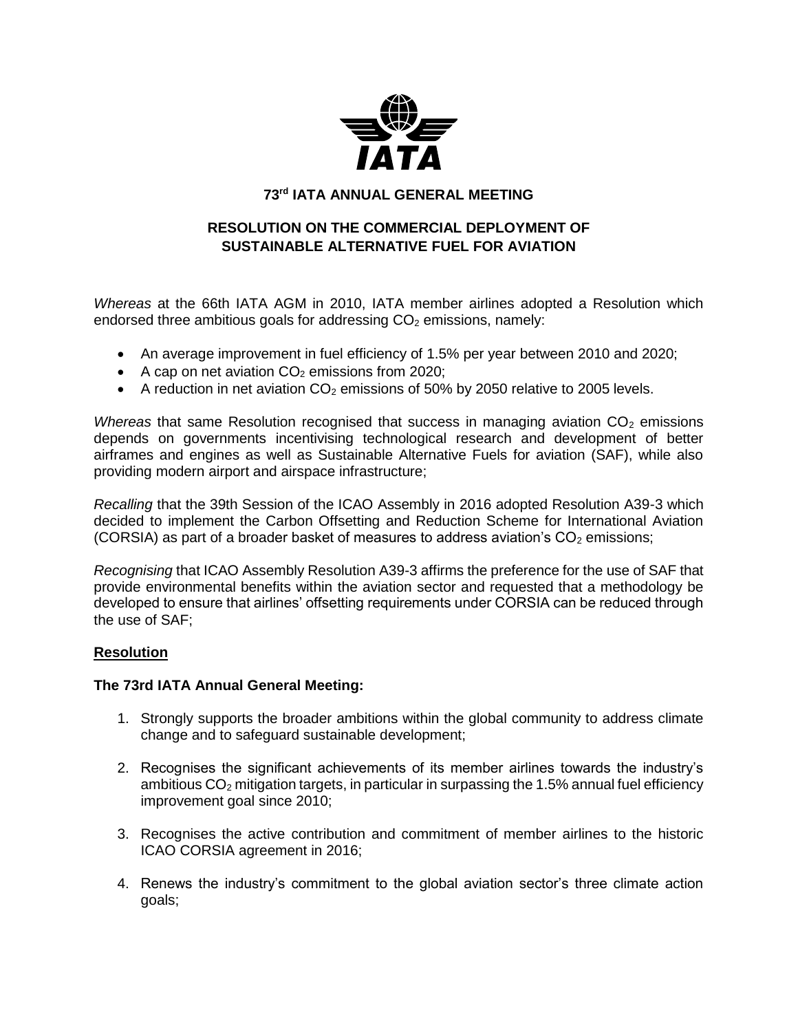# 73rd IATA ANNUAL GENERAL MEETING

## RESOLUTION ON THE COMMERCIAL DEPLOYMENT OF SUSTAINABLE ALTERNATIVE FUEL FOR AVIATION

*Whereas* at the 66th IATA AGM in 2010, IATA member airlines adopted a Resolution which endorsed three ambitious goals for addressing $CO_2$ emissions, namely:

- An average improvement in fuel efficiency of 1.5% per year between 2010 and 2020;
- A cap on net aviation $CO_2$ emissions from 2020;
- A reduction in net aviation $CO_2$ emissions of 50% by 2050 relative to 2005 levels.

*Whereas* that same Resolution recognised that success in managing aviation $CO_2$ emissions depends on governments incentivising technological research and development of better airframes and engines as well as Sustainable Alternative Fuels for aviation (SAF), while also providing modern airport and airspace infrastructure;

*Recalling* that the 39th Session of the ICAO Assembly in 2016 adopted Resolution A39-3 which decided to implement the Carbon Offsetting and Reduction Scheme for International Aviation (CORSIA) as part of a broader basket of measures to address aviation's $CO_2$ emissions;

*Recognising* that ICAO Assembly Resolution A39-3 affirms the preference for the use of SAF that provide environmental benefits within the aviation sector and requested that a methodology be developed to ensure that airlines' offsetting requirements under CORSIA can be reduced through the use of SAF;

### Resolution

**The 73rd IATA Annual General Meeting:**

1. Strongly supports the broader ambitions within the global community to address climate change and to safeguard sustainable development;

2. Recognises the significant achievements of its member airlines towards the industry's ambitious $CO_2$ mitigation targets, in particular in surpassing the 1.5% annual fuel efficiency improvement goal since 2010;

3. Recognises the active contribution and commitment of member airlines to the historic ICAO CORSIA agreement in 2016;

4. Renews the industry's commitment to the global aviation sector's three climate action goals;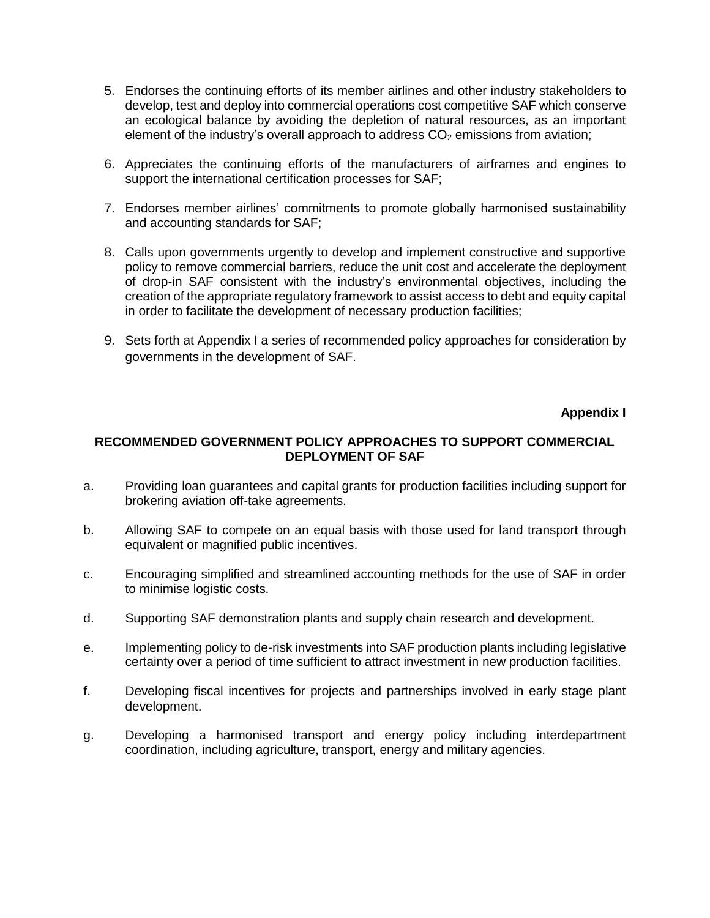5. Endorses the continuing efforts of its member airlines and other industry stakeholders to develop, test and deploy into commercial operations cost competitive SAF which conserve an ecological balance by avoiding the depletion of natural resources, as an important element of the industry's overall approach to address $CO_2$ emissions from aviation;

6. Appreciates the continuing efforts of the manufacturers of airframes and engines to support the international certification processes for SAF;

7. Endorses member airlines' commitments to promote globally harmonised sustainability and accounting standards for SAF;

8. Calls upon governments urgently to develop and implement constructive and supportive policy to remove commercial barriers, reduce the unit cost and accelerate the deployment of drop-in SAF consistent with the industry's environmental objectives, including the creation of the appropriate regulatory framework to assist access to debt and equity capital in order to facilitate the development of necessary production facilities;

9. Sets forth at Appendix I a series of recommended policy approaches for consideration by governments in the development of SAF.

**Appendix I**

**RECOMMENDED GOVERNMENT POLICY APPROACHES TO SUPPORT COMMERCIAL DEPLOYMENT OF SAF**

a. Providing loan guarantees and capital grants for production facilities including support for brokering aviation off-take agreements.

b. Allowing SAF to compete on an equal basis with those used for land transport through equivalent or magnified public incentives.

c. Encouraging simplified and streamlined accounting methods for the use of SAF in order to minimise logistic costs.

d. Supporting SAF demonstration plants and supply chain research and development.

e. Implementing policy to de-risk investments into SAF production plants including legislative certainty over a period of time sufficient to attract investment in new production facilities.

f. Developing fiscal incentives for projects and partnerships involved in early stage plant development.

g. Developing a harmonised transport and energy policy including interdepartment coordination, including agriculture, transport, energy and military agencies.